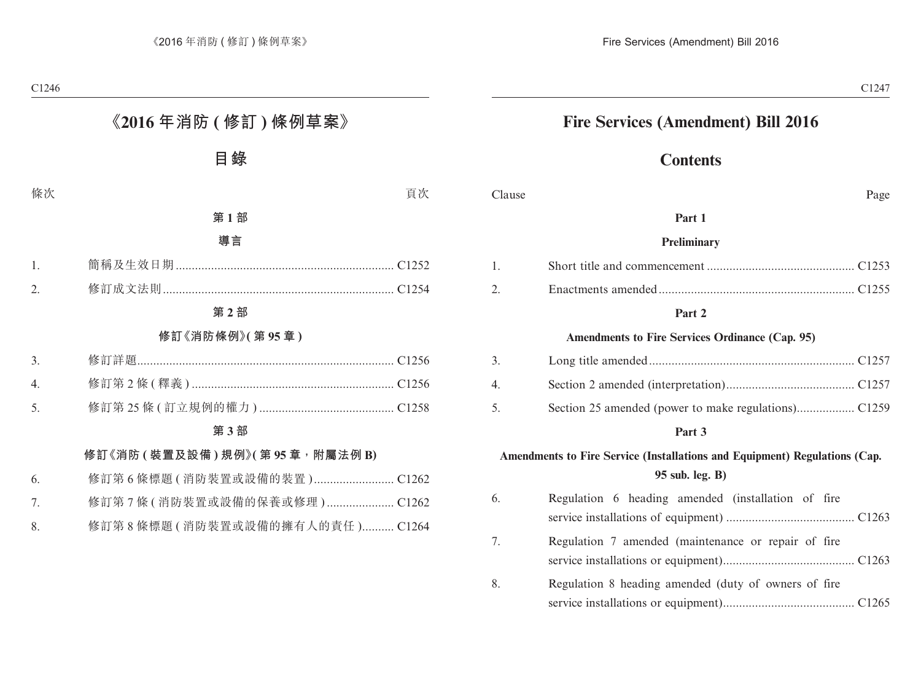# 《2016 年消防 ( 修訂 ) 條例草案》

## 目錄

| 條次 | | 頁次 |
|---|---|---|
| | **第 1 部** | |
| | **導言** | |
| 1. | 簡稱及生效日期 | C1252 |
| 2. | 修訂成文法則 | C1254 |
| | **第 2 部** | |
| | **修訂《消防條例》( 第 95 章 )** | |
| 3. | 修訂詳題 | C1256 |
| 4. | 修訂第 2 條 ( 釋義 ) | C1256 |
| 5. | 修訂第 25 條 ( 訂立規例的權力 ) | C1258 |
| | **第 3 部** | |
| | **修訂《消防 ( 裝置及設備 ) 規例》( 第 95 章，附屬法例 B)** | |
| 6. | 修訂第 6 條標題 ( 消防裝置或設備的裝置 ) | C1262 |
| 7. | 修訂第 7 條 ( 消防裝置或設備的保養或修理 ) | C1262 |
| 8. | 修訂第 8 條標題 ( 消防裝置或設備的擁有人的責任 ) | C1264 |

# Fire Services (Amendment) Bill 2016

## Contents

| Clause | | Page |
|---|---|---|
| | **Part 1** | |
| | **Preliminary** | |
| 1. | Short title and commencement | C1253 |
| 2. | Enactments amended | C1255 |
| | **Part 2** | |
| | **Amendments to Fire Services Ordinance (Cap. 95)** | |
| 3. | Long title amended | C1257 |
| 4. | Section 2 amended (interpretation) | C1257 |
| 5. | Section 25 amended (power to make regulations) | C1259 |
| | **Part 3** | |
| | **Amendments to Fire Service (Installations and Equipment) Regulations (Cap. 95 sub. leg. B)** | |
| 6. | Regulation 6 heading amended (installation of fire service installations of equipment) | C1263 |
| 7. | Regulation 7 amended (maintenance or repair of fire service installations or equipment) | C1263 |
| 8. | Regulation 8 heading amended (duty of owners of fire service installations or equipment) | C1265 |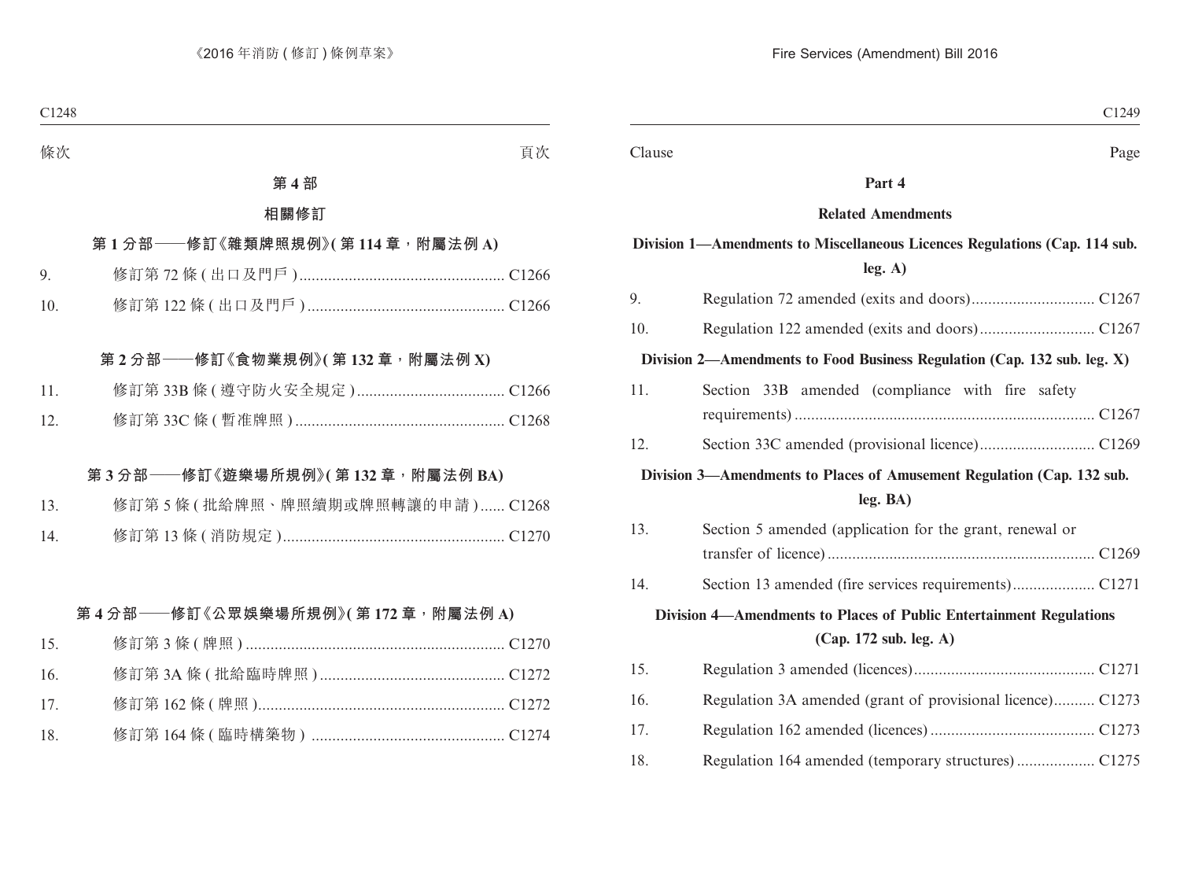條次　頁次

## 第 4 部

## 相關修訂

### 第 1 分部——修訂《雜類牌照規例》(第 114 章，附屬法例 A)

| | | |
|---|---|---|
| 9. | 修訂第 72 條 (出口及門戶) | C1266 |
| 10. | 修訂第 122 條 (出口及門戶) | C1266 |

### 第 2 分部——修訂《食物業規例》(第 132 章，附屬法例 X)

| | | |
|---|---|---|
| 11. | 修訂第 33B 條 (遵守防火安全規定) | C1266 |
| 12. | 修訂第 33C 條 (暫准牌照) | C1268 |

### 第 3 分部——修訂《遊樂場所規例》(第 132 章，附屬法例 BA)

| | | |
|---|---|---|
| 13. | 修訂第 5 條 (批給牌照、牌照續期或牌照轉讓的申請) | C1268 |
| 14. | 修訂第 13 條 (消防規定) | C1270 |

### 第 4 分部——修訂《公眾娛樂場所規例》(第 172 章，附屬法例 A)

| | | |
|---|---|---|
| 15. | 修訂第 3 條 (牌照) | C1270 |
| 16. | 修訂第 3A 條 (批給臨時牌照) | C1272 |
| 17. | 修訂第 162 條 (牌照) | C1272 |
| 18. | 修訂第 164 條 (臨時構築物) | C1274 |

Clause　Page

## Part 4

## Related Amendments

### Division 1—Amendments to Miscellaneous Licences Regulations (Cap. 114 sub. leg. A)

| | | |
|---|---|---|
| 9. | Regulation 72 amended (exits and doors) | C1267 |
| 10. | Regulation 122 amended (exits and doors) | C1267 |

### Division 2—Amendments to Food Business Regulation (Cap. 132 sub. leg. X)

| | | |
|---|---|---|
| 11. | Section 33B amended (compliance with fire safety requirements) | C1267 |
| 12. | Section 33C amended (provisional licence) | C1269 |

### Division 3—Amendments to Places of Amusement Regulation (Cap. 132 sub. leg. BA)

| | | |
|---|---|---|
| 13. | Section 5 amended (application for the grant, renewal or transfer of licence) | C1269 |
| 14. | Section 13 amended (fire services requirements) | C1271 |

### Division 4—Amendments to Places of Public Entertainment Regulations (Cap. 172 sub. leg. A)

| | | |
|---|---|---|
| 15. | Regulation 3 amended (licences) | C1271 |
| 16. | Regulation 3A amended (grant of provisional licence) | C1273 |
| 17. | Regulation 162 amended (licences) | C1273 |
| 18. | Regulation 164 amended (temporary structures) | C1275 |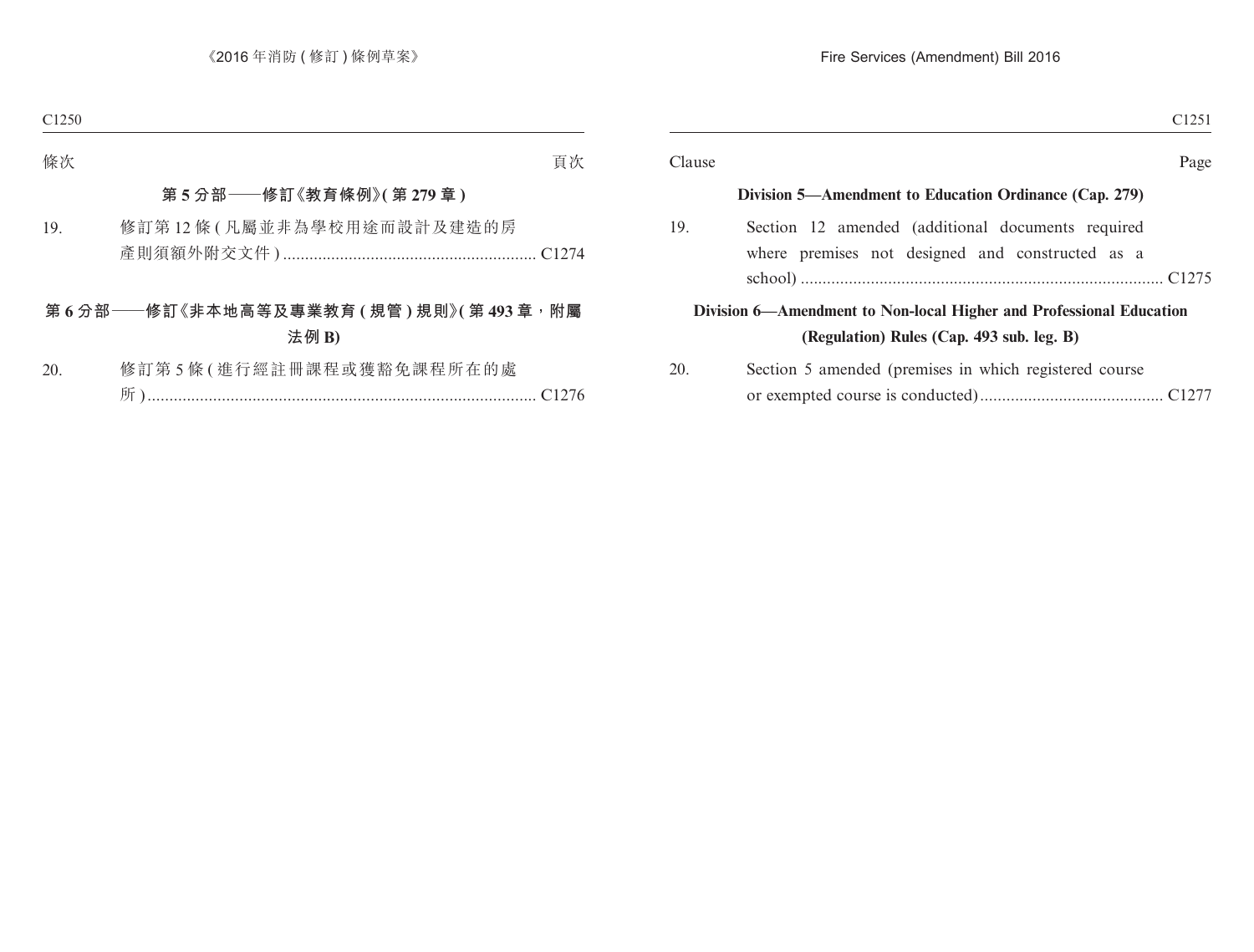| 條次 | | 頁次 |
|---|---|---|
| **第 5 分部——修訂《教育條例》(第 279 章)** | | |
| 19. | 修訂第 12 條 (凡屬並非為學校用途而設計及建造的房產則須額外附交文件) | C1274 |
| **第 6 分部——修訂《非本地高等及專業教育 (規管) 規則》(第 493 章,附屬法例 B)** | | |
| 20. | 修訂第 5 條 (進行經註冊課程或獲豁免課程所在的處所) | C1276 |

| Clause | | Page |
|---|---|---|
| **Division 5—Amendment to Education Ordinance (Cap. 279)** | | |
| 19. | Section 12 amended (additional documents required where premises not designed and constructed as a school) | C1275 |
| **Division 6—Amendment to Non-local Higher and Professional Education (Regulation) Rules (Cap. 493 sub. leg. B)** | | |
| 20. | Section 5 amended (premises in which registered course or exempted course is conducted) | C1277 |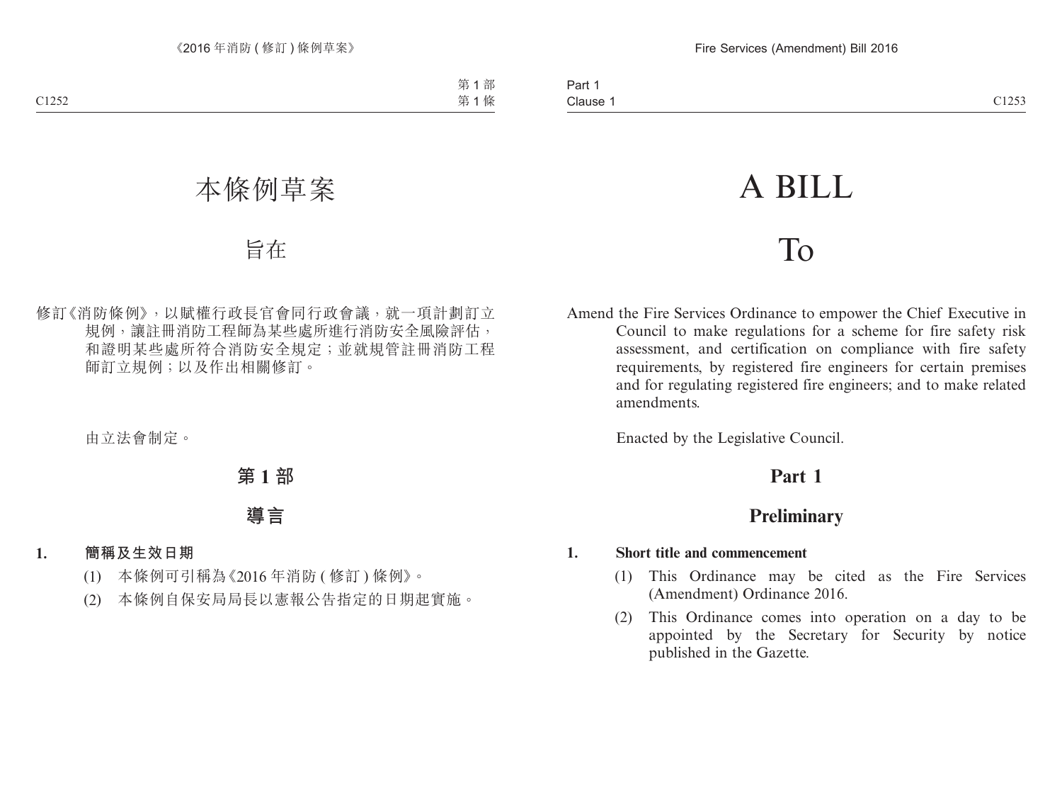# 本條例草案

## 旨在

修訂《消防條例》，以賦權行政長官會同行政會議，就一項計劃訂立規例，讓註冊消防工程師為某些處所進行消防安全風險評估，和證明某些處所符合消防安全規定；並就規管註冊消防工程師訂立規例；以及作出相關修訂。

由立法會制定。

## 第 1 部

## 導言

**1. 簡稱及生效日期**

(1) 本條例可引稱為《2016 年消防 ( 修訂 ) 條例》。

(2) 本條例自保安局局長以憲報公告指定的日期起實施。

# A BILL

## To

Amend the Fire Services Ordinance to empower the Chief Executive in Council to make regulations for a scheme for fire safety risk assessment, and certification on compliance with fire safety requirements, by registered fire engineers for certain premises and for regulating registered fire engineers; and to make related amendments.

Enacted by the Legislative Council.

## Part 1

## Preliminary

**1. Short title and commencement**

(1) This Ordinance may be cited as the Fire Services (Amendment) Ordinance 2016.

(2) This Ordinance comes into operation on a day to be appointed by the Secretary for Security by notice published in the Gazette.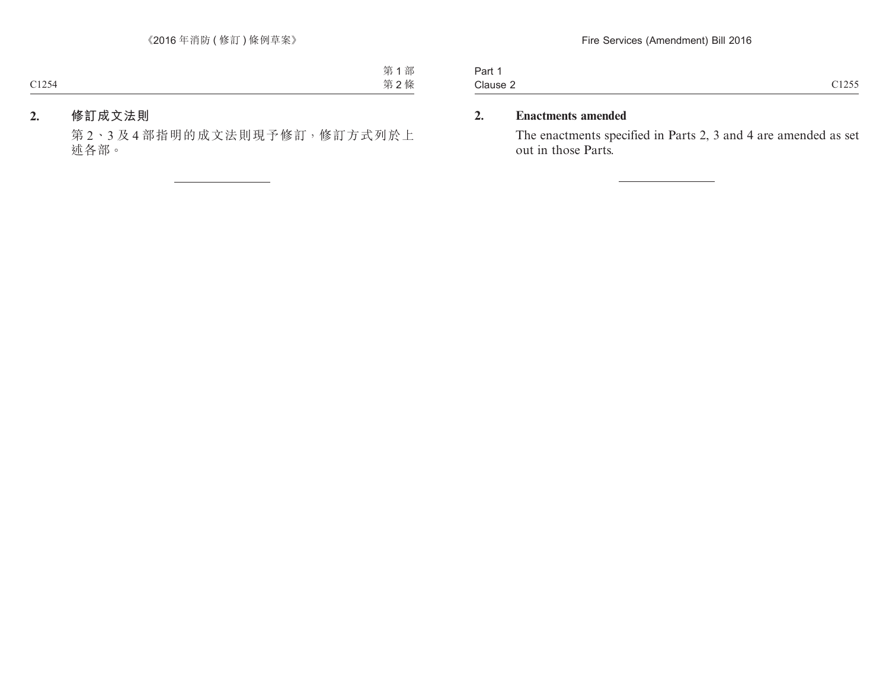**2. 修訂成文法則**

第 2、3 及 4 部指明的成文法則現予修訂，修訂方式列於上述各部。

---

**2. Enactments amended**

The enactments specified in Parts 2, 3 and 4 are amended as set out in those Parts.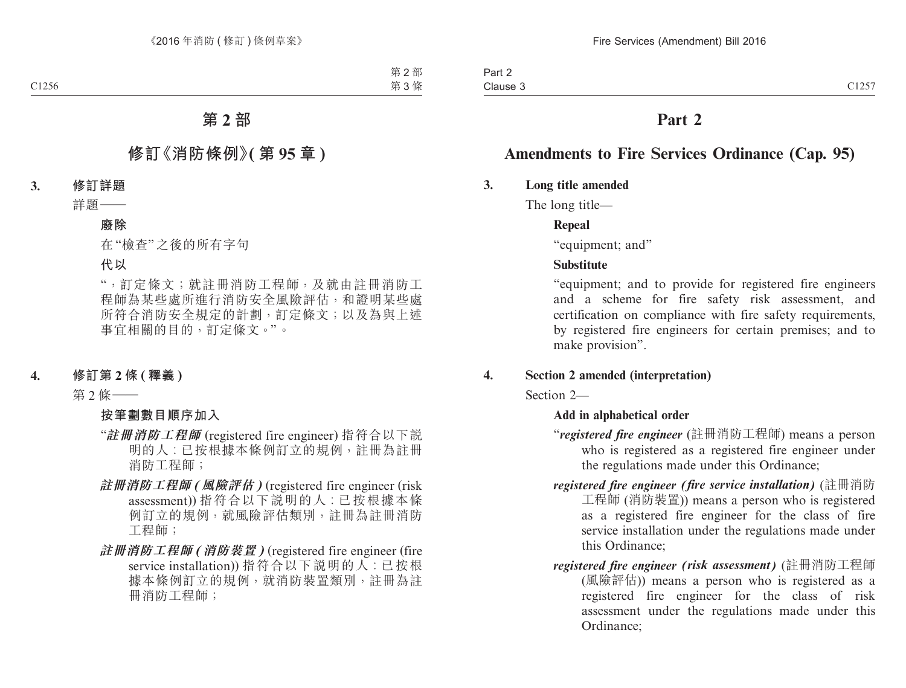# 第 2 部

## 修訂《消防條例》(第 95 章)

**3. 修訂詳題**

詳題——

**廢除**

在“檢查”之後的所有字句

**代以**

“，訂定條文；就註冊消防工程師，及就由註冊消防工程師為某些處所進行消防安全風險評估，和證明某些處所符合消防安全規定的計劃，訂定條文；以及為與上述事宜相關的目的，訂定條文。”。

**4. 修訂第 2 條 (釋義)**

第 2 條——

**按筆劃數目順序加入**

“***註冊消防工程師*** (registered fire engineer) 指符合以下說明的人：已按根據本條例訂立的規例，註冊為註冊消防工程師；

***註冊消防工程師 (風險評估)*** (registered fire engineer (risk assessment)) 指符合以下說明的人：已按根據本條例訂立的規例，就風險評估類別，註冊為註冊消防工程師；

***註冊消防工程師 (消防裝置)*** (registered fire engineer (fire service installation)) 指符合以下說明的人：已按根據本條例訂立的規例，就消防裝置類別，註冊為註冊消防工程師；

# Part 2

## Amendments to Fire Services Ordinance (Cap. 95)

**3. Long title amended**

The long title—

**Repeal**

“equipment; and”

**Substitute**

“equipment; and to provide for registered fire engineers and a scheme for fire safety risk assessment, and certification on compliance with fire safety requirements, by registered fire engineers for certain premises; and to make provision”.

**4. Section 2 amended (interpretation)**

Section 2—

**Add in alphabetical order**

“***registered fire engineer*** (註冊消防工程師) means a person who is registered as a registered fire engineer under the regulations made under this Ordinance;

***registered fire engineer (fire service installation)*** (註冊消防工程師 (消防裝置)) means a person who is registered as a registered fire engineer for the class of fire service installation under the regulations made under this Ordinance;

***registered fire engineer (risk assessment)*** (註冊消防工程師 (風險評估)) means a person who is registered as a registered fire engineer for the class of risk assessment under the regulations made under this Ordinance;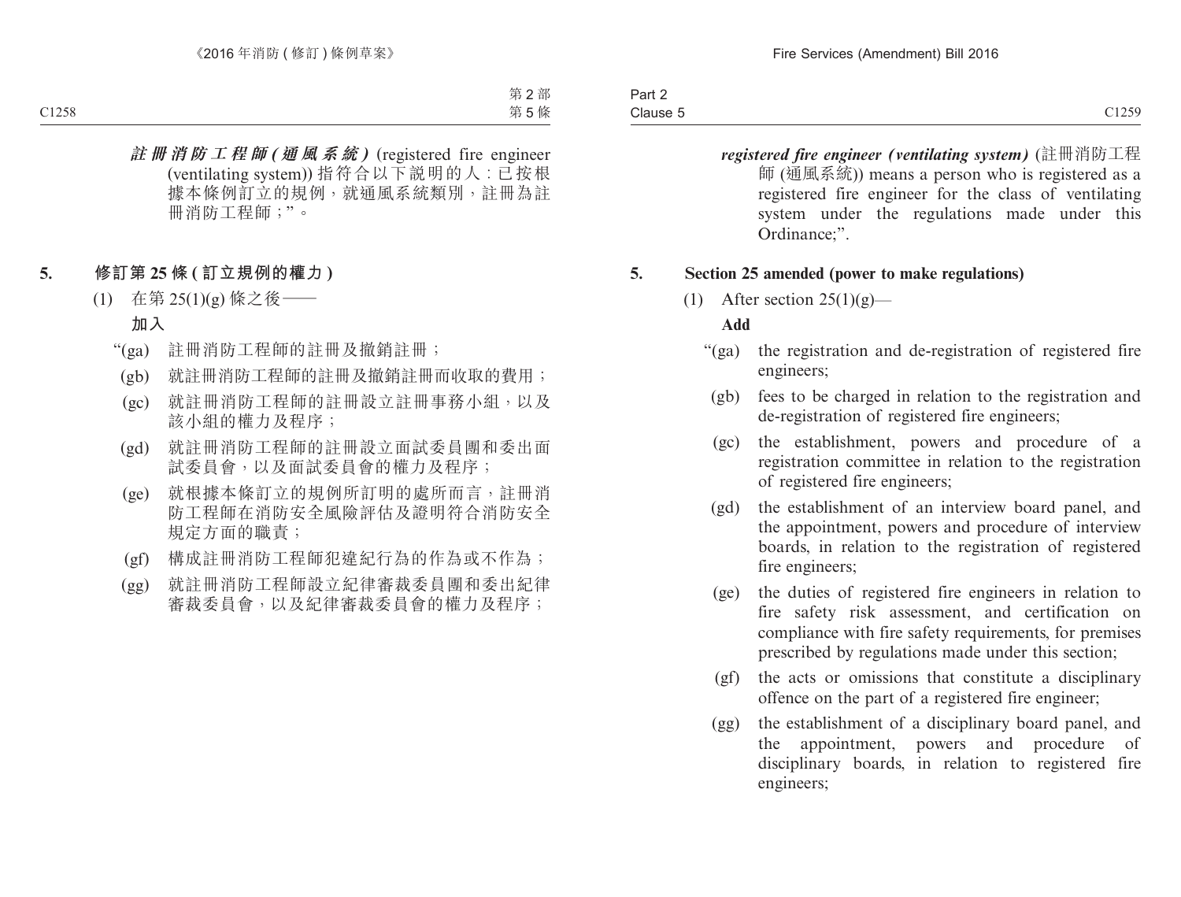***註冊消防工程師 (通風系統)*** (registered fire engineer (ventilating system)) 指符合以下說明的人:已按根據本條例訂立的規例,就通風系統類別,註冊為註冊消防工程師;”。

## 5. 修訂第 25 條 (訂立規例的權力)

(1) 在第 25(1)(g) 條之後——

**加入**

“(ga) 註冊消防工程師的註冊及撤銷註冊;

(gb) 就註冊消防工程師的註冊及撤銷註冊而收取的費用;

(gc) 就註冊消防工程師的註冊設立註冊事務小組,以及該小組的權力及程序;

(gd) 就註冊消防工程師的註冊設立面試委員團和委出面試委員會,以及面試委員會的權力及程序;

(ge) 就根據本條訂立的規例所訂明的處所而言,註冊消防工程師在消防安全風險評估及證明符合消防安全規定方面的職責;

(gf) 構成註冊消防工程師犯違紀行為的作為或不作為;

(gg) 就註冊消防工程師設立紀律審裁委員團和委出紀律審裁委員會,以及紀律審裁委員會的權力及程序;

***registered fire engineer (ventilating system)*** (註冊消防工程師 (通風系統)) means a person who is registered as a registered fire engineer for the class of ventilating system under the regulations made under this Ordinance;”.

## 5. Section 25 amended (power to make regulations)

(1) After section 25(1)(g)—

**Add**

“(ga) the registration and de-registration of registered fire engineers;

(gb) fees to be charged in relation to the registration and de-registration of registered fire engineers;

(gc) the establishment, powers and procedure of a registration committee in relation to the registration of registered fire engineers;

(gd) the establishment of an interview board panel, and the appointment, powers and procedure of interview boards, in relation to the registration of registered fire engineers;

(ge) the duties of registered fire engineers in relation to fire safety risk assessment, and certification on compliance with fire safety requirements, for premises prescribed by regulations made under this section;

(gf) the acts or omissions that constitute a disciplinary offence on the part of a registered fire engineer;

(gg) the establishment of a disciplinary board panel, and the appointment, powers and procedure of disciplinary boards, in relation to registered fire engineers;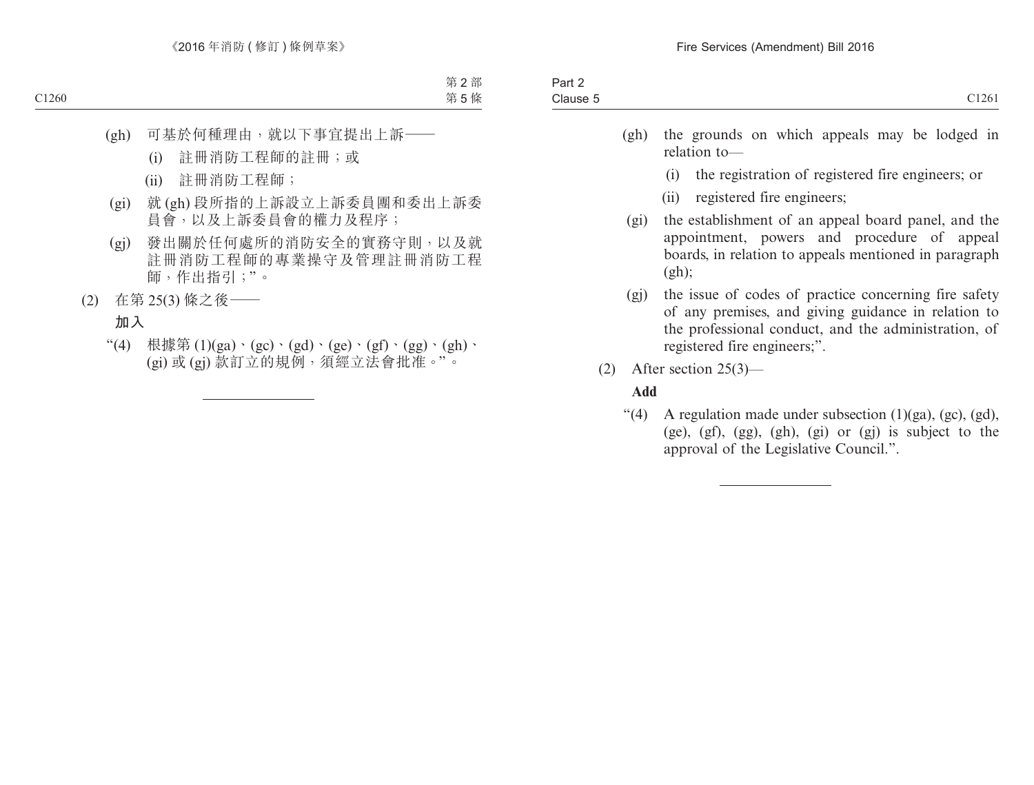(gh) 可基於何種理由，就以下事宜提出上訴——

(i) 註冊消防工程師的註冊；或

(ii) 註冊消防工程師；

(gi) 就 (gh) 段所指的上訴設立上訴委員團和委出上訴委員會，以及上訴委員會的權力及程序；

(gj) 發出關於任何處所的消防安全的實務守則，以及就註冊消防工程師的專業操守及管理註冊消防工程師，作出指引；”。

(2) 在第 25(3) 條之後——

**加入**

“(4) 根據第 (1)(ga)、(gc)、(gd)、(ge)、(gf)、(gg)、(gh)、(gi) 或 (gj) 款訂立的規例，須經立法會批准。”。

---

(gh) the grounds on which appeals may be lodged in relation to—

(i) the registration of registered fire engineers; or

(ii) registered fire engineers;

(gi) the establishment of an appeal board panel, and the appointment, powers and procedure of appeal boards, in relation to appeals mentioned in paragraph (gh);

(gj) the issue of codes of practice concerning fire safety of any premises, and giving guidance in relation to the professional conduct, and the administration, of registered fire engineers;”.

(2) After section 25(3)—

**Add**

“(4) A regulation made under subsection (1)(ga), (gc), (gd), (ge), (gf), (gg), (gh), (gi) or (gj) is subject to the approval of the Legislative Council.”.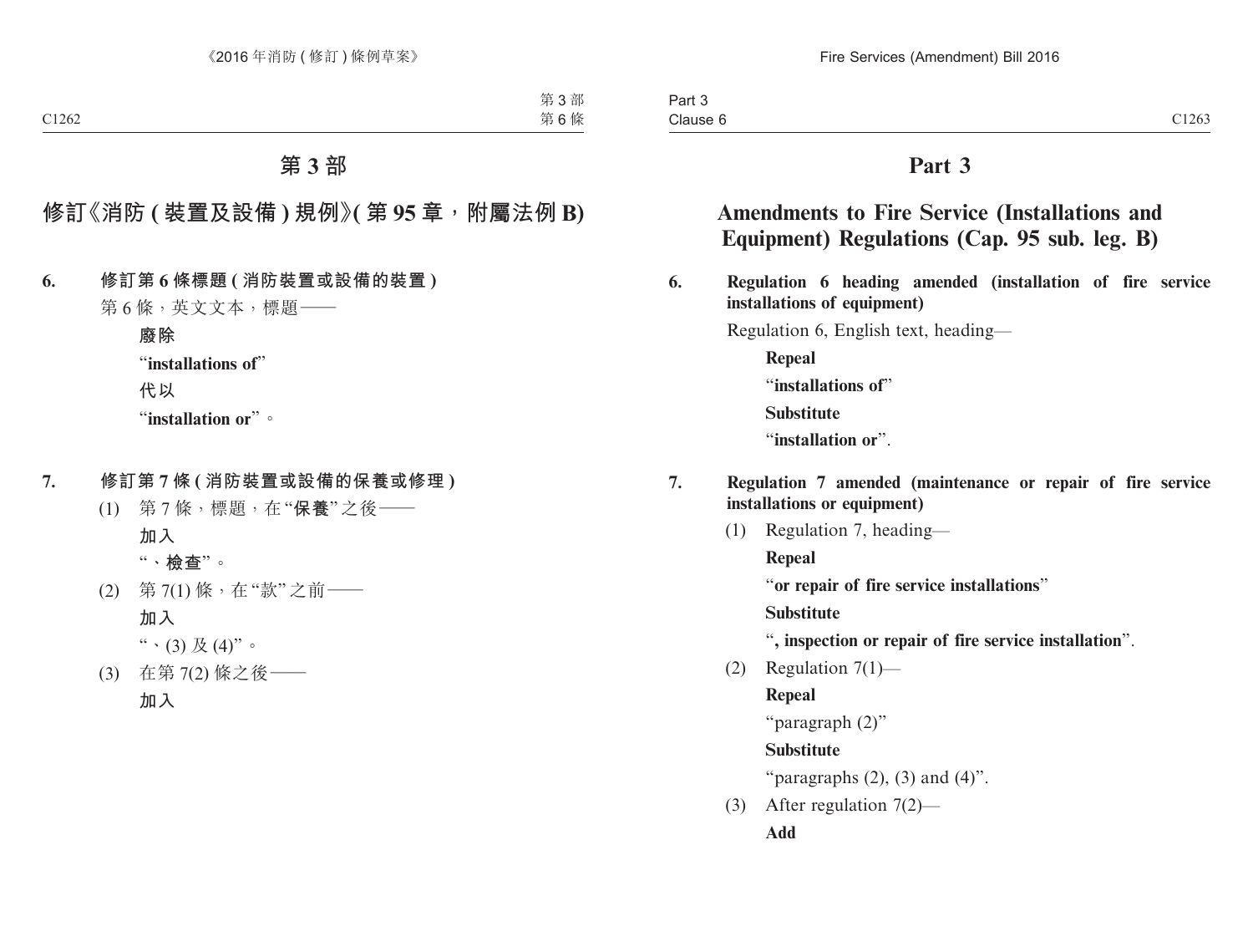# 第 3 部

## 修訂《消防 (裝置及設備) 規例》(第 95 章，附屬法例 B)

**6. 修訂第 6 條標題 (消防裝置或設備的裝置)**

第 6 條，英文文本，標題——

**廢除**

“**installations of**”

**代以**

“**installation or**”。

**7. 修訂第 7 條 (消防裝置或設備的保養或修理)**

(1) 第 7 條，標題，在 “**保養**” 之後——

**加入**

“**、檢查**”。

(2) 第 7(1) 條，在 “款” 之前——

**加入**

“、(3) 及 (4)”。

(3) 在第 7(2) 條之後——

**加入**

# Part 3

## Amendments to Fire Service (Installations and Equipment) Regulations (Cap. 95 sub. leg. B)

**6. Regulation 6 heading amended (installation of fire service installations of equipment)**

Regulation 6, English text, heading—

**Repeal**

“**installations of**”

**Substitute**

“**installation or**”.

**7. Regulation 7 amended (maintenance or repair of fire service installations or equipment)**

(1) Regulation 7, heading—

**Repeal**

“**or repair of fire service installations**”

**Substitute**

“**, inspection or repair of fire service installation**”.

(2) Regulation 7(1)—

**Repeal**

“paragraph (2)”

**Substitute**

“paragraphs (2), (3) and (4)”.

(3) After regulation 7(2)—

**Add**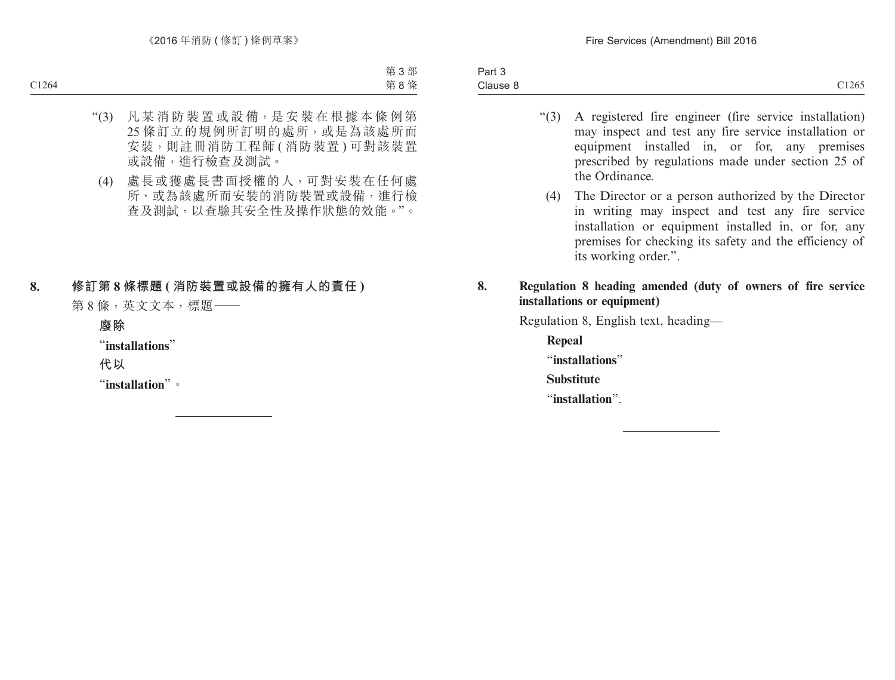“(3) 凡某消防裝置或設備，是安裝在根據本條例第25條訂立的規例所訂明的處所，或是為該處所而安裝，則註冊消防工程師(消防裝置)可對該裝置或設備，進行檢查及測試。

(4) 處長或獲處長書面授權的人，可對安裝在任何處所、或為該處所而安裝的消防裝置或設備，進行檢查及測試，以查驗其安全性及操作狀態的效能。”。

**8. 修訂第8條標題(消防裝置或設備的擁有人的責任)**

第8條，英文文本，標題——

**廢除**

“**installations**”

**代以**

“**installation**”。

“(3) A registered fire engineer (fire service installation) may inspect and test any fire service installation or equipment installed in, or for, any premises prescribed by regulations made under section 25 of the Ordinance.

(4) The Director or a person authorized by the Director in writing may inspect and test any fire service installation or equipment installed in, or for, any premises for checking its safety and the efficiency of its working order.”.

**8. Regulation 8 heading amended (duty of owners of fire service installations or equipment)**

Regulation 8, English text, heading—

**Repeal**

“**installations**”

**Substitute**

“**installation**”.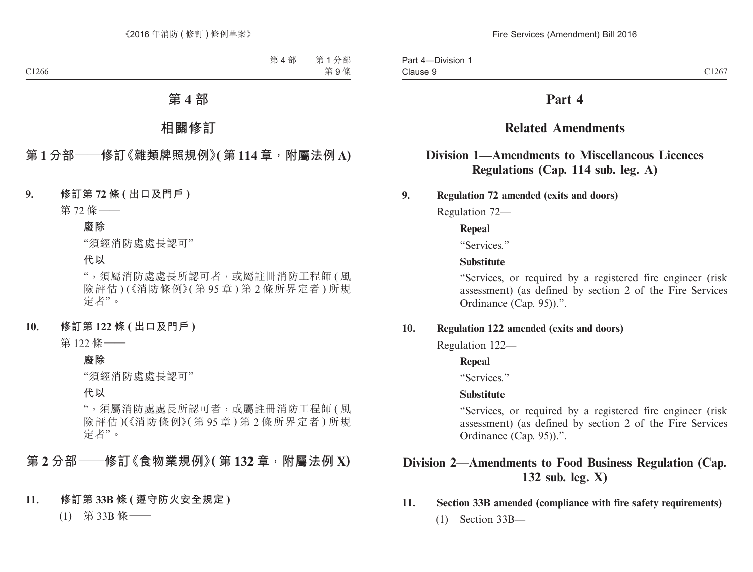# 第 4 部

## 相關修訂

### 第 1 分部——修訂《雜類牌照規例》(第 114 章，附屬法例 A)

**9. 修訂第 72 條 (出口及門戶)**

第 72 條——

**廢除**

"須經消防處處長認可"

**代以**

"，須屬消防處處長所認可者，或屬註冊消防工程師 (風險評估) (《消防條例》(第 95 章) 第 2 條所界定者) 所規定者"。

**10. 修訂第 122 條 (出口及門戶)**

第 122 條——

**廢除**

"須經消防處處長認可"

**代以**

"，須屬消防處處長所認可者，或屬註冊消防工程師 (風險評估)(《消防條例》(第 95 章) 第 2 條所界定者) 所規定者"。

### 第 2 分部——修訂《食物業規例》(第 132 章，附屬法例 X)

**11. 修訂第 33B 條 (遵守防火安全規定)**

(1) 第 33B 條——

# Part 4

## Related Amendments

### Division 1—Amendments to Miscellaneous Licences Regulations (Cap. 114 sub. leg. A)

**9. Regulation 72 amended (exits and doors)**

Regulation 72—

**Repeal**

"Services."

**Substitute**

"Services, or required by a registered fire engineer (risk assessment) (as defined by section 2 of the Fire Services Ordinance (Cap. 95)).".

**10. Regulation 122 amended (exits and doors)**

Regulation 122—

**Repeal**

"Services."

**Substitute**

"Services, or required by a registered fire engineer (risk assessment) (as defined by section 2 of the Fire Services Ordinance (Cap. 95)).".

### Division 2—Amendments to Food Business Regulation (Cap. 132 sub. leg. X)

**11. Section 33B amended (compliance with fire safety requirements)**

(1) Section 33B—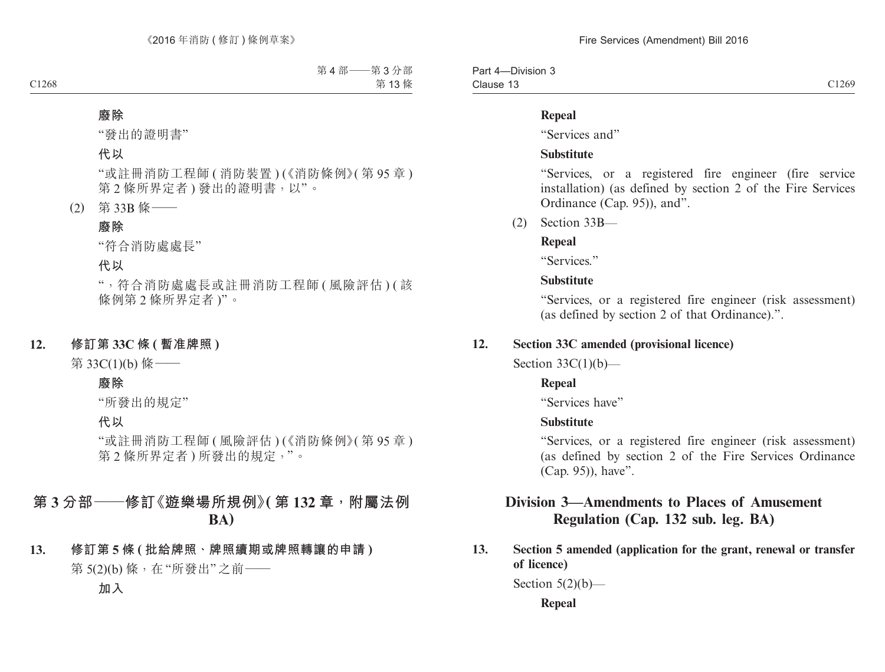**廢除**

“發出的證明書”

**代以**

“或註冊消防工程師 ( 消防裝置 ) (《消防條例》( 第 95 章 ) 第 2 條所界定者 ) 發出的證明書，以”。

(2) 第 33B 條——

**廢除**

“符合消防處處長”

**代以**

“，符合消防處處長或註冊消防工程師 ( 風險評估 ) ( 該條例第 2 條所界定者 )”。

**12. 修訂第 33C 條 ( 暫准牌照 )**

第 33C(1)(b) 條——

**廢除**

“所發出的規定”

**代以**

“或註冊消防工程師 ( 風險評估 ) (《消防條例》( 第 95 章 ) 第 2 條所界定者 ) 所發出的規定，”。

## 第 3 分部——修訂《遊樂場所規例》( 第 132 章，附屬法例 BA)

**13. 修訂第 5 條 ( 批給牌照、牌照續期或牌照轉讓的申請 )**

第 5(2)(b) 條，在“所發出”之前——

**加入**

**Repeal**

“Services and”

**Substitute**

“Services, or a registered fire engineer (fire service installation) (as defined by section 2 of the Fire Services Ordinance (Cap. 95)), and”.

(2) Section 33B—

**Repeal**

“Services.”

**Substitute**

“Services, or a registered fire engineer (risk assessment) (as defined by section 2 of that Ordinance).”.

**12. Section 33C amended (provisional licence)**

Section 33C(1)(b)—

**Repeal**

“Services have”

**Substitute**

“Services, or a registered fire engineer (risk assessment) (as defined by section 2 of the Fire Services Ordinance (Cap. 95)), have”.

## Division 3—Amendments to Places of Amusement Regulation (Cap. 132 sub. leg. BA)

**13. Section 5 amended (application for the grant, renewal or transfer of licence)**

Section 5(2)(b)—

**Repeal**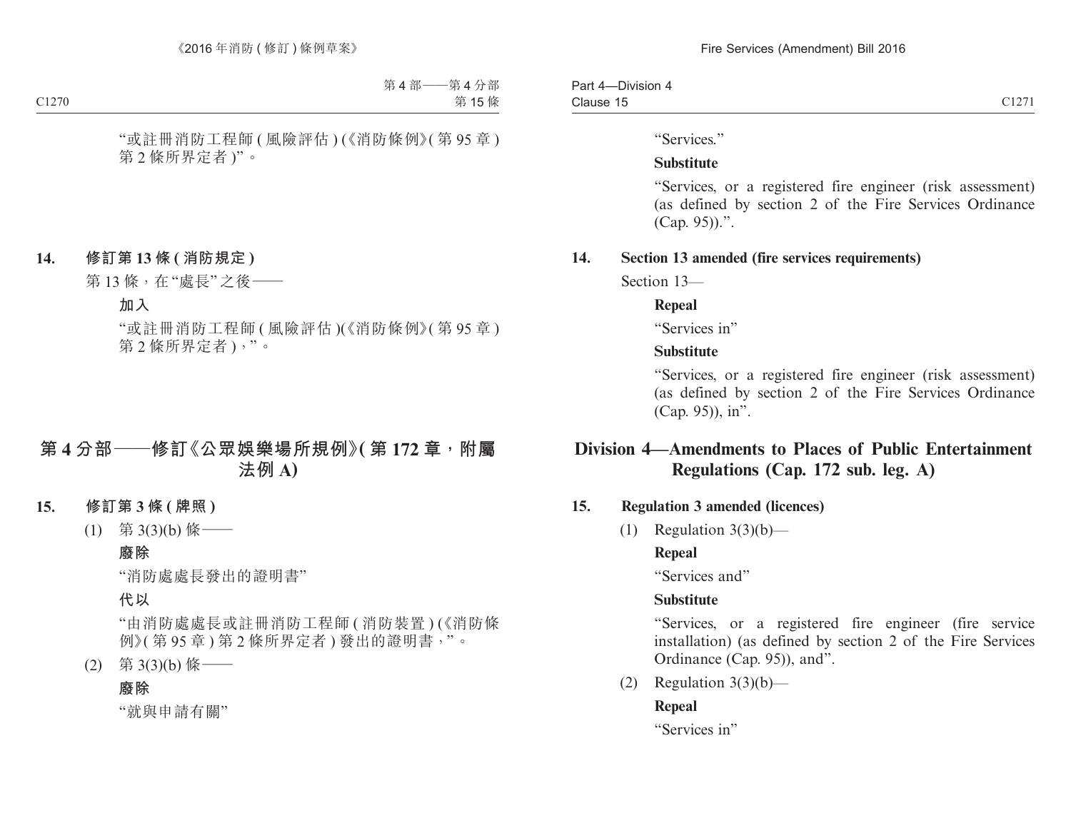"或註冊消防工程師 ( 風險評估 ) (《消防條例》( 第 95 章 ) 第 2 條所界定者 )"。

**14. 修訂第 13 條 ( 消防規定 )**

第 13 條，在 "處長" 之後——

**加入**

"或註冊消防工程師 ( 風險評估 )(《消防條例》( 第 95 章 ) 第 2 條所界定者 )，"。

## 第 4 分部——修訂《公眾娛樂場所規例》( 第 172 章，附屬法例 A)

**15. 修訂第 3 條 ( 牌照 )**

(1) 第 3(3)(b) 條——

**廢除**

"消防處處長發出的證明書"

**代以**

"由消防處處長或註冊消防工程師 ( 消防裝置 ) (《消防條例》( 第 95 章 ) 第 2 條所界定者 ) 發出的證明書，"。

(2) 第 3(3)(b) 條——

**廢除**

"就與申請有關"

"Services."

**Substitute**

"Services, or a registered fire engineer (risk assessment) (as defined by section 2 of the Fire Services Ordinance (Cap. 95)).".

**14. Section 13 amended (fire services requirements)**

Section 13—

**Repeal**

"Services in"

**Substitute**

"Services, or a registered fire engineer (risk assessment) (as defined by section 2 of the Fire Services Ordinance (Cap. 95)), in".

## Division 4—Amendments to Places of Public Entertainment Regulations (Cap. 172 sub. leg. A)

**15. Regulation 3 amended (licences)**

(1) Regulation 3(3)(b)—

**Repeal**

"Services and"

**Substitute**

"Services, or a registered fire engineer (fire service installation) (as defined by section 2 of the Fire Services Ordinance (Cap. 95)), and".

(2) Regulation 3(3)(b)—

**Repeal**

"Services in"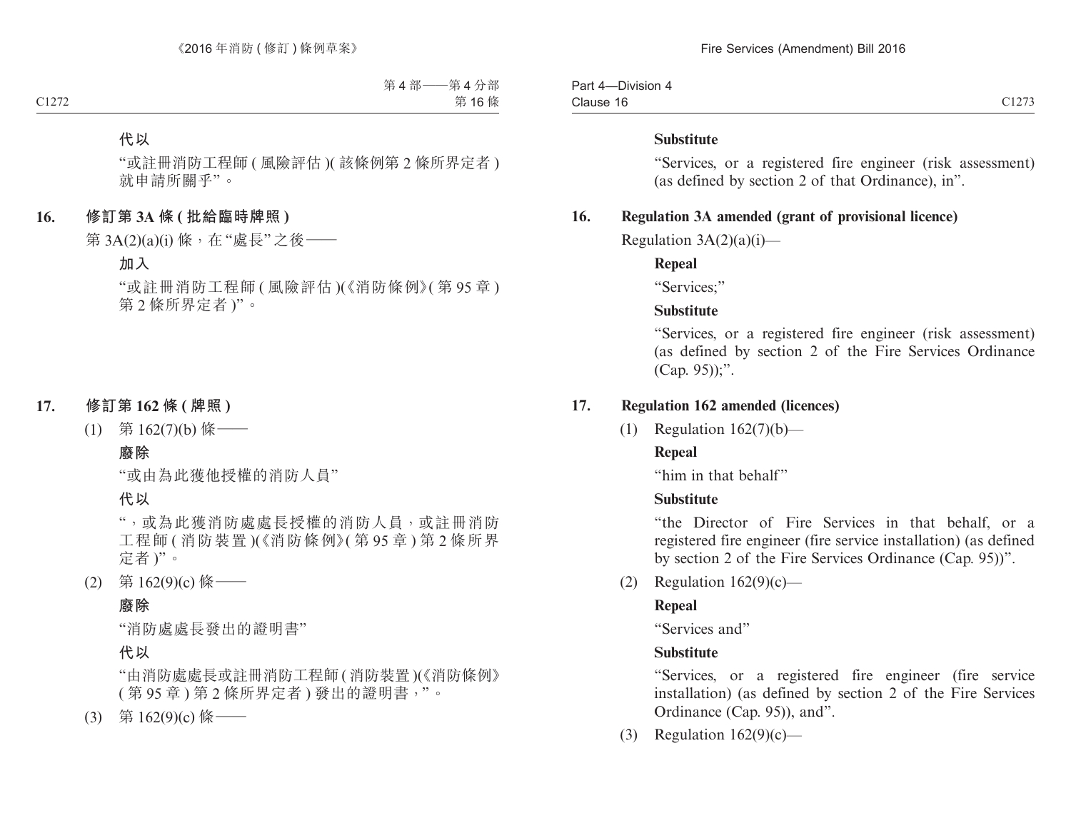**代以**

“或註冊消防工程師(風險評估)(該條例第2條所界定者)就申請所關乎”。

## 16. 修訂第3A條(批給臨時牌照)

第3A(2)(a)(i)條，在“處長”之後——

**加入**

“或註冊消防工程師(風險評估)(《消防條例》(第95章)第2條所界定者)”。

## 17. 修訂第162條(牌照)

(1) 第162(7)(b)條——

**廢除**

“或由為此獲他授權的消防人員”

**代以**

“，或為此獲消防處處長授權的消防人員，或註冊消防工程師(消防裝置)(《消防條例》(第95章)第2條所界定者)”。

(2) 第162(9)(c)條——

**廢除**

“消防處處長發出的證明書”

**代以**

“由消防處處長或註冊消防工程師(消防裝置)(《消防條例》(第95章)第2條所界定者)發出的證明書，”。

(3) 第162(9)(c)條——

**Substitute**

“Services, or a registered fire engineer (risk assessment) (as defined by section 2 of that Ordinance), in”.

## 16. Regulation 3A amended (grant of provisional licence)

Regulation 3A(2)(a)(i)—

**Repeal**

“Services;”

**Substitute**

“Services, or a registered fire engineer (risk assessment) (as defined by section 2 of the Fire Services Ordinance (Cap. 95));”.

## 17. Regulation 162 amended (licences)

(1) Regulation 162(7)(b)—

**Repeal**

“him in that behalf”

**Substitute**

“the Director of Fire Services in that behalf, or a registered fire engineer (fire service installation) (as defined by section 2 of the Fire Services Ordinance (Cap. 95))”.

(2) Regulation 162(9)(c)—

**Repeal**

“Services and”

**Substitute**

“Services, or a registered fire engineer (fire service installation) (as defined by section 2 of the Fire Services Ordinance (Cap. 95)), and”.

(3) Regulation 162(9)(c)—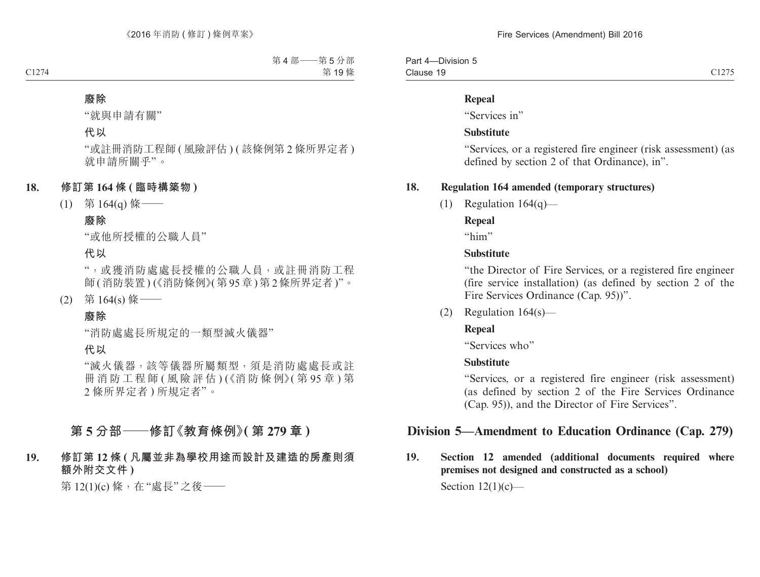**廢除**

"就與申請有關"

**代以**

"或註冊消防工程師 ( 風險評估 ) ( 該條例第 2 條所界定者 ) 就申請所關乎"。

**18. 修訂第 164 條 ( 臨時構築物 )**

(1) 第 164(q) 條——

**廢除**

"或他所授權的公職人員"

**代以**

"，或獲消防處處長授權的公職人員，或註冊消防工程師 ( 消防裝置 ) (《消防條例》( 第 95 章 ) 第 2 條所界定者 )"。

(2) 第 164(s) 條——

**廢除**

"消防處處長所規定的一類型滅火儀器"

**代以**

"滅火儀器，該等儀器所屬類型，須是消防處處長或註冊消防工程師 ( 風險評估 ) (《消防條例》( 第 95 章 ) 第 2 條所界定者 ) 所規定者"。

## 第 5 分部——修訂《教育條例》( 第 279 章 )

**19. 修訂第 12 條 ( 凡屬並非為學校用途而設計及建造的房產則須額外附交文件 )**

第 12(1)(c) 條，在"處長"之後——

**Repeal**

"Services in"

**Substitute**

"Services, or a registered fire engineer (risk assessment) (as defined by section 2 of that Ordinance), in".

**18. Regulation 164 amended (temporary structures)**

(1) Regulation 164(q)—

**Repeal**

"him"

**Substitute**

"the Director of Fire Services, or a registered fire engineer (fire service installation) (as defined by section 2 of the Fire Services Ordinance (Cap. 95))".

(2) Regulation 164(s)—

**Repeal**

"Services who"

**Substitute**

"Services, or a registered fire engineer (risk assessment) (as defined by section 2 of the Fire Services Ordinance (Cap. 95)), and the Director of Fire Services".

## Division 5—Amendment to Education Ordinance (Cap. 279)

**19. Section 12 amended (additional documents required where premises not designed and constructed as a school)**

Section 12(1)(c)—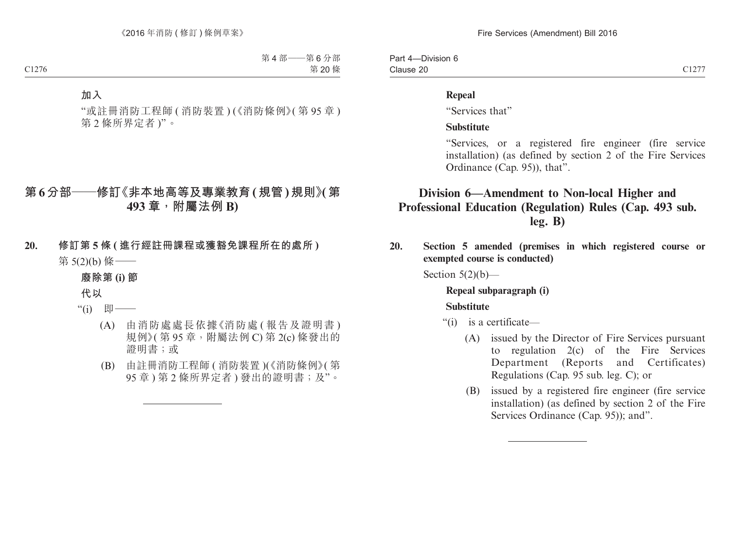加入

"或註冊消防工程師 ( 消防裝置 ) (《消防條例》( 第 95 章 ) 第 2 條所界定者 )"。

## 第 6 分部——修訂《非本地高等及專業教育 ( 規管 ) 規則》( 第 493 章，附屬法例 B)

**20. 修訂第 5 條 ( 進行經註冊課程或獲豁免課程所在的處所 )**

第 5(2)(b) 條——

**廢除第 (i) 節**

**代以**

"(i) 即——

(A) 由消防處處長依據《消防處 ( 報告及證明書 ) 規例》( 第 95 章，附屬法例 C) 第 2(c) 條發出的證明書；或

(B) 由註冊消防工程師 ( 消防裝置 )(《消防條例》( 第 95 章 ) 第 2 條所界定者 ) 發出的證明書；及"。

---

**Repeal**

"Services that"

**Substitute**

"Services, or a registered fire engineer (fire service installation) (as defined by section 2 of the Fire Services Ordinance (Cap. 95)), that".

## Division 6—Amendment to Non-local Higher and Professional Education (Regulation) Rules (Cap. 493 sub. leg. B)

**20. Section 5 amended (premises in which registered course or exempted course is conducted)**

Section 5(2)(b)—

**Repeal subparagraph (i)**

**Substitute**

"(i) is a certificate—

(A) issued by the Director of Fire Services pursuant to regulation 2(c) of the Fire Services Department (Reports and Certificates) Regulations (Cap. 95 sub. leg. C); or

(B) issued by a registered fire engineer (fire service installation) (as defined by section 2 of the Fire Services Ordinance (Cap. 95)); and".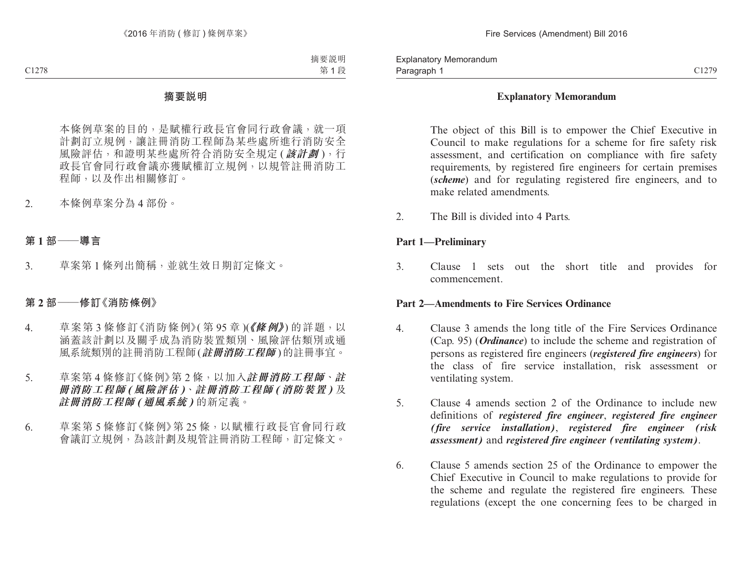## 摘要說明

本條例草案的目的，是賦權行政長官會同行政會議，就一項計劃訂立規例，讓註冊消防工程師為某些處所進行消防安全風險評估，和證明某些處所符合消防安全規定 (***該計劃***)，行政長官會同行政會議亦獲賦權訂立規例，以規管註冊消防工程師，以及作出相關修訂。

2. 本條例草案分為 4 部份。

### 第 1 部——導言

3. 草案第 1 條列出簡稱，並就生效日期訂定條文。

### 第 2 部——修訂《消防條例》

4. 草案第 3 條修訂《消防條例》(第 95 章)(***《條例》***) 的詳題，以涵蓋該計劃以及關乎成為消防裝置類別、風險評估類別或通風系統類別的註冊消防工程師 (***註冊消防工程師***) 的註冊事宜。

5. 草案第 4 條修訂《條例》第 2 條，以加入***註冊消防工程師***、***註冊消防工程師 (風險評估)***、***註冊消防工程師 (消防裝置)*** 及***註冊消防工程師 (通風系統)*** 的新定義。

6. 草案第 5 條修訂《條例》第 25 條，以賦權行政長官會同行政會議訂立規例，為該計劃及規管註冊消防工程師，訂定條文。

## Explanatory Memorandum

The object of this Bill is to empower the Chief Executive in Council to make regulations for a scheme for fire safety risk assessment, and certification on compliance with fire safety requirements, by registered fire engineers for certain premises (***scheme***) and for regulating registered fire engineers, and to make related amendments.

2. The Bill is divided into 4 Parts.

### Part 1—Preliminary

3. Clause 1 sets out the short title and provides for commencement.

### Part 2—Amendments to Fire Services Ordinance

4. Clause 3 amends the long title of the Fire Services Ordinance (Cap. 95) (***Ordinance***) to include the scheme and registration of persons as registered fire engineers (***registered fire engineers***) for the class of fire service installation, risk assessment or ventilating system.

5. Clause 4 amends section 2 of the Ordinance to include new definitions of ***registered fire engineer***, ***registered fire engineer (fire service installation)***, ***registered fire engineer (risk assessment)*** and ***registered fire engineer (ventilating system)***.

6. Clause 5 amends section 25 of the Ordinance to empower the Chief Executive in Council to make regulations to provide for the scheme and regulate the registered fire engineers. These regulations (except the one concerning fees to be charged in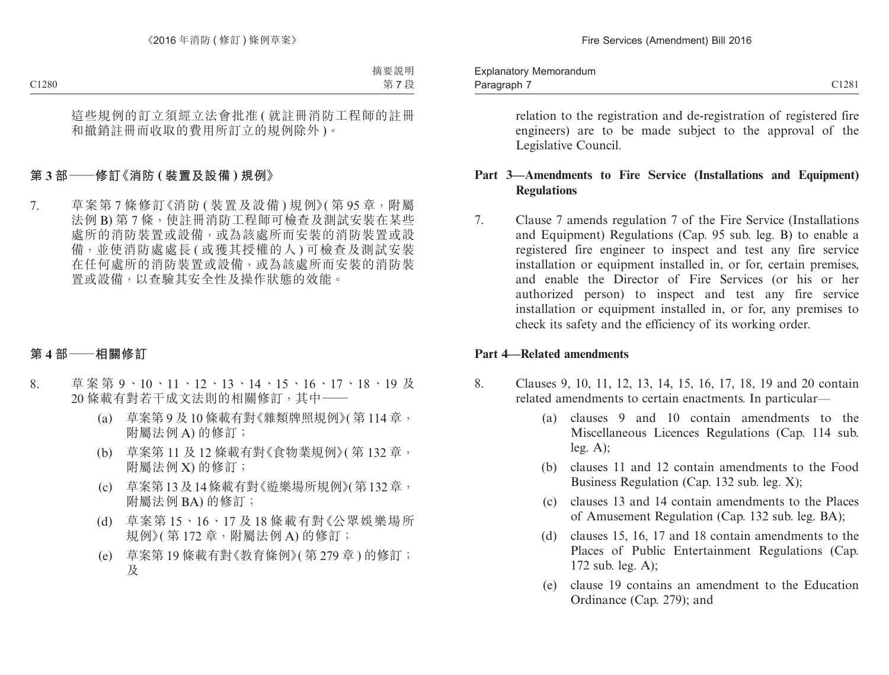這些規例的訂立須經立法會批准 (就註冊消防工程師的註冊和撤銷註冊而收取的費用所訂立的規例除外)。

## 第 3 部——修訂《消防 (裝置及設備) 規例》

7. 草案第 7 條修訂《消防 (裝置及設備) 規例》(第 95 章，附屬法例 B) 第 7 條，使註冊消防工程師可檢查及測試安裝在某些處所的消防裝置或設備，或為該處所而安裝的消防裝置或設備，並使消防處處長 (或獲其授權的人) 可檢查及測試安裝在任何處所的消防裝置或設備，或為該處所而安裝的消防裝置或設備，以查驗其安全性及操作狀態的效能。

## 第 4 部——相關修訂

8. 草案第 9、10、11、12、13、14、15、16、17、18、19 及 20 條載有對若干成文法則的相關修訂，其中——
   - (a) 草案第 9 及 10 條載有對《雜類牌照規例》(第 114 章，附屬法例 A) 的修訂；
   - (b) 草案第 11 及 12 條載有對《食物業規例》(第 132 章，附屬法例 X) 的修訂；
   - (c) 草案第 13 及 14 條載有對《遊樂場所規例》(第 132 章，附屬法例 BA) 的修訂；
   - (d) 草案第 15、16、17 及 18 條載有對《公眾娛樂場所規例》(第 172 章，附屬法例 A) 的修訂；
   - (e) 草案第 19 條載有對《教育條例》(第 279 章) 的修訂；及

relation to the registration and de-registration of registered fire engineers) are to be made subject to the approval of the Legislative Council.

## Part 3—Amendments to Fire Service (Installations and Equipment) Regulations

7. Clause 7 amends regulation 7 of the Fire Service (Installations and Equipment) Regulations (Cap. 95 sub. leg. B) to enable a registered fire engineer to inspect and test any fire service installation or equipment installed in, or for, certain premises, and enable the Director of Fire Services (or his or her authorized person) to inspect and test any fire service installation or equipment installed in, or for, any premises to check its safety and the efficiency of its working order.

## Part 4—Related amendments

8. Clauses 9, 10, 11, 12, 13, 14, 15, 16, 17, 18, 19 and 20 contain related amendments to certain enactments. In particular—
   - (a) clauses 9 and 10 contain amendments to the Miscellaneous Licences Regulations (Cap. 114 sub. leg. A);
   - (b) clauses 11 and 12 contain amendments to the Food Business Regulation (Cap. 132 sub. leg. X);
   - (c) clauses 13 and 14 contain amendments to the Places of Amusement Regulation (Cap. 132 sub. leg. BA);
   - (d) clauses 15, 16, 17 and 18 contain amendments to the Places of Public Entertainment Regulations (Cap. 172 sub. leg. A);
   - (e) clause 19 contains an amendment to the Education Ordinance (Cap. 279); and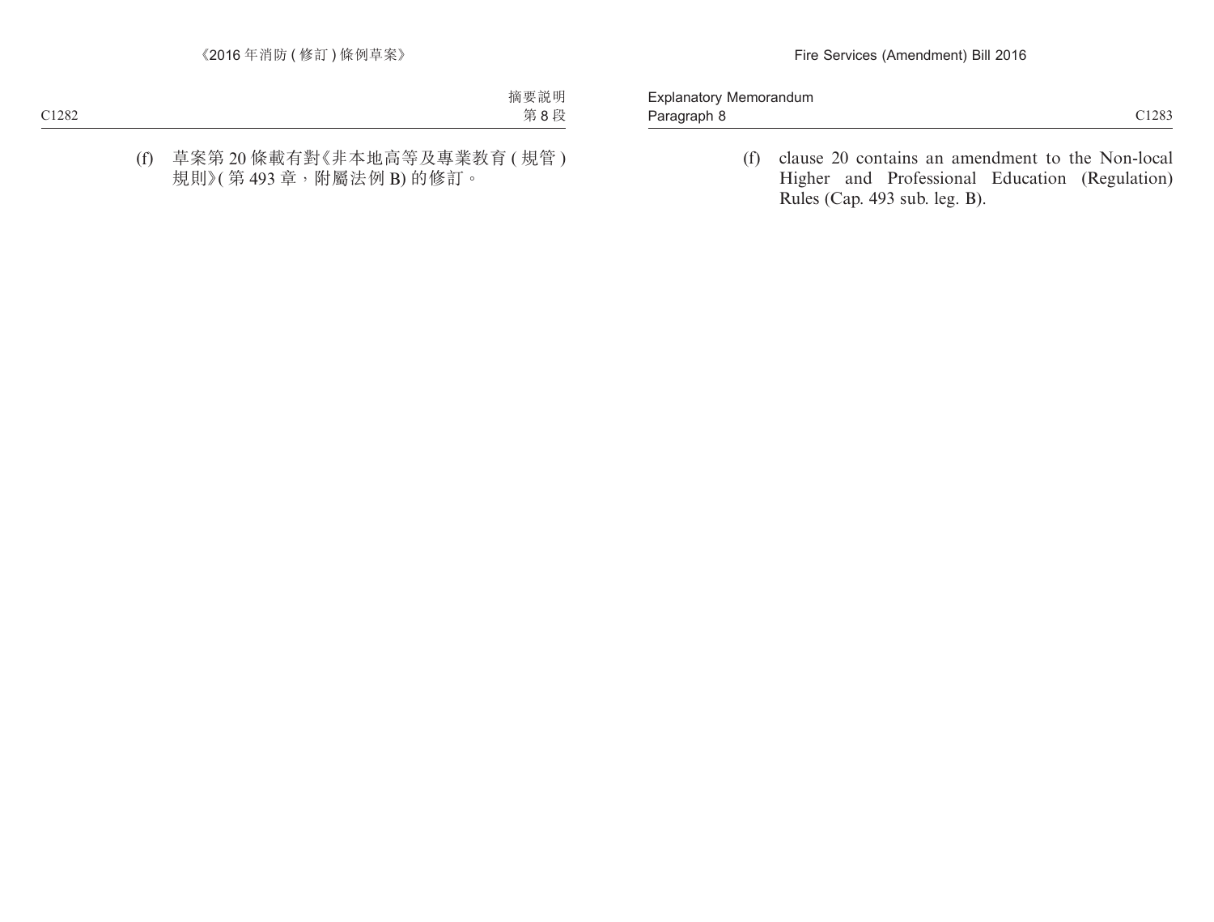(f) 草案第 20 條載有對《非本地高等及專業教育 (規管) 規則》(第 493 章，附屬法例 B) 的修訂。

(f) clause 20 contains an amendment to the Non-local Higher and Professional Education (Regulation) Rules (Cap. 493 sub. leg. B).